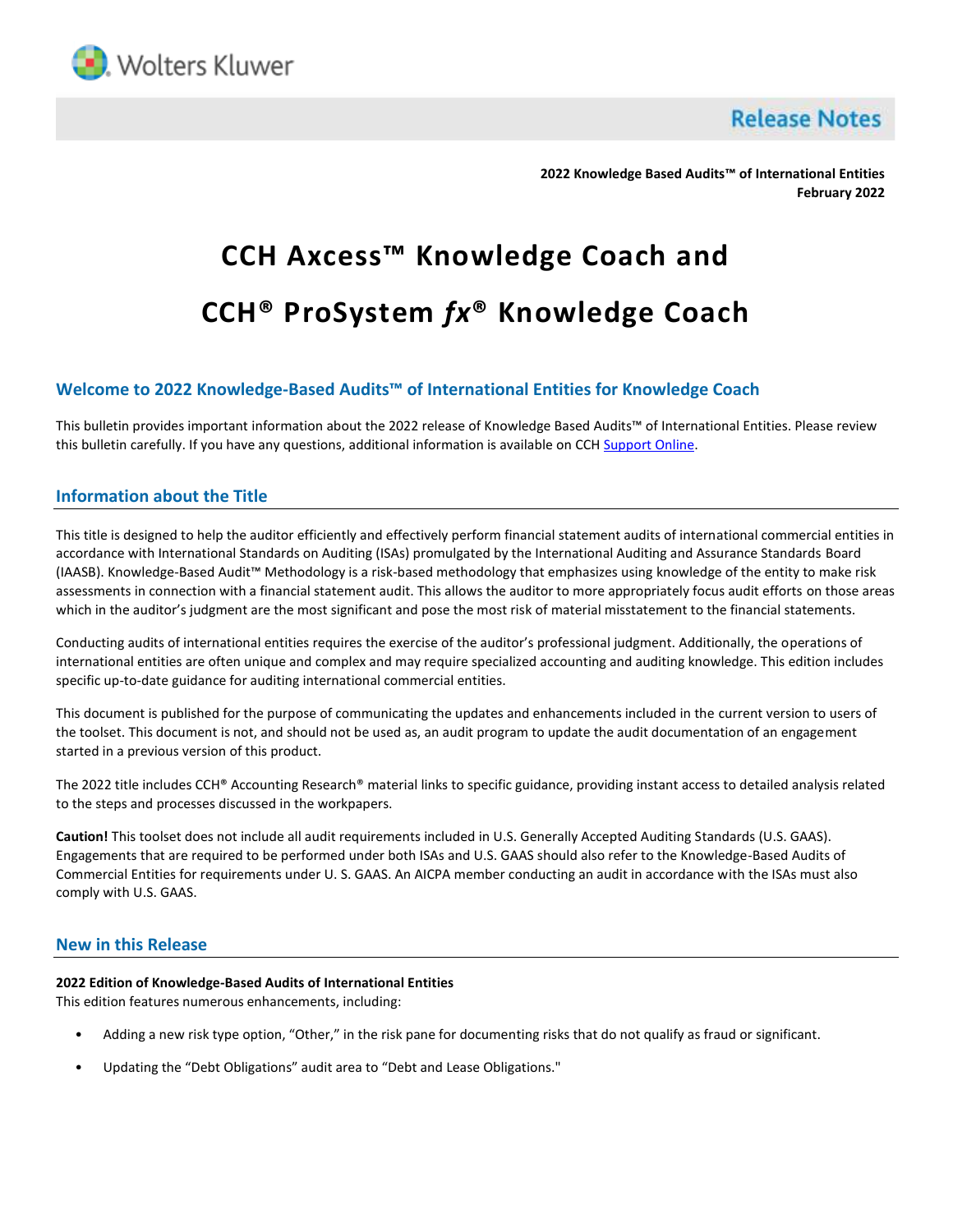Wolters Kluwer

**Release Notes**

**2022 Knowledge Based Audits™ of International Entities**
**February 2022**

# CCH Axcess™ Knowledge Coach and

# CCH® ProSystem *fx*® Knowledge Coach

## Welcome to 2022 Knowledge-Based Audits™ of International Entities for Knowledge Coach

This bulletin provides important information about the 2022 release of Knowledge Based Audits™ of International Entities. Please review this bulletin carefully. If you have any questions, additional information is available on CCH Support Online.

## Information about the Title

This title is designed to help the auditor efficiently and effectively perform financial statement audits of international commercial entities in accordance with International Standards on Auditing (ISAs) promulgated by the International Auditing and Assurance Standards Board (IAASB). Knowledge-Based Audit™ Methodology is a risk-based methodology that emphasizes using knowledge of the entity to make risk assessments in connection with a financial statement audit. This allows the auditor to more appropriately focus audit efforts on those areas which in the auditor's judgment are the most significant and pose the most risk of material misstatement to the financial statements.

Conducting audits of international entities requires the exercise of the auditor's professional judgment. Additionally, the operations of international entities are often unique and complex and may require specialized accounting and auditing knowledge. This edition includes specific up-to-date guidance for auditing international commercial entities.

This document is published for the purpose of communicating the updates and enhancements included in the current version to users of the toolset. This document is not, and should not be used as, an audit program to update the audit documentation of an engagement started in a previous version of this product.

The 2022 title includes CCH® Accounting Research® material links to specific guidance, providing instant access to detailed analysis related to the steps and processes discussed in the workpapers.

**Caution!** This toolset does not include all audit requirements included in U.S. Generally Accepted Auditing Standards (U.S. GAAS). Engagements that are required to be performed under both ISAs and U.S. GAAS should also refer to the Knowledge-Based Audits of Commercial Entities for requirements under U. S. GAAS. An AICPA member conducting an audit in accordance with the ISAs must also comply with U.S. GAAS.

## New in this Release

**2022 Edition of Knowledge-Based Audits of International Entities**
This edition features numerous enhancements, including:

- Adding a new risk type option, "Other," in the risk pane for documenting risks that do not qualify as fraud or significant.
- Updating the "Debt Obligations" audit area to "Debt and Lease Obligations."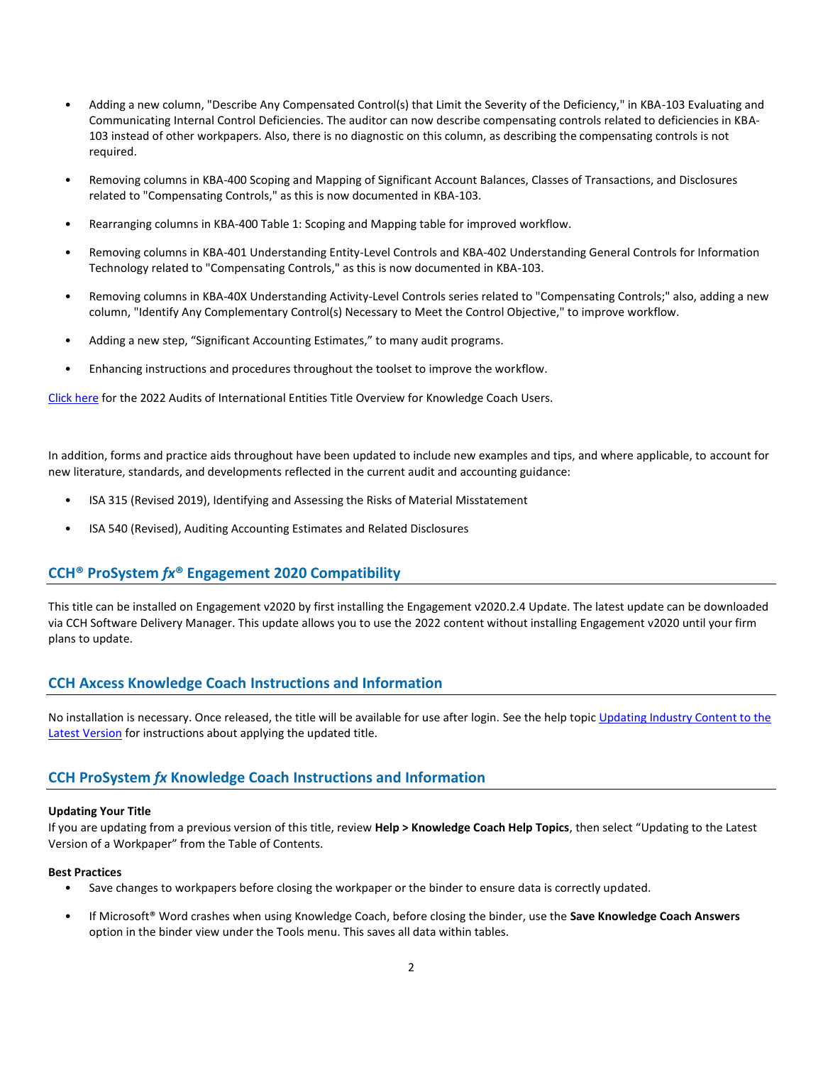- Adding a new column, "Describe Any Compensated Control(s) that Limit the Severity of the Deficiency," in KBA-103 Evaluating and Communicating Internal Control Deficiencies. The auditor can now describe compensating controls related to deficiencies in KBA-103 instead of other workpapers. Also, there is no diagnostic on this column, as describing the compensating controls is not required.
- Removing columns in KBA-400 Scoping and Mapping of Significant Account Balances, Classes of Transactions, and Disclosures related to "Compensating Controls," as this is now documented in KBA-103.
- Rearranging columns in KBA-400 Table 1: Scoping and Mapping table for improved workflow.
- Removing columns in KBA-401 Understanding Entity-Level Controls and KBA-402 Understanding General Controls for Information Technology related to "Compensating Controls," as this is now documented in KBA-103.
- Removing columns in KBA-40X Understanding Activity-Level Controls series related to "Compensating Controls;" also, adding a new column, "Identify Any Complementary Control(s) Necessary to Meet the Control Objective," to improve workflow.
- Adding a new step, "Significant Accounting Estimates," to many audit programs.
- Enhancing instructions and procedures throughout the toolset to improve the workflow.

Click here for the 2022 Audits of International Entities Title Overview for Knowledge Coach Users.

In addition, forms and practice aids throughout have been updated to include new examples and tips, and where applicable, to account for new literature, standards, and developments reflected in the current audit and accounting guidance:

- ISA 315 (Revised 2019), Identifying and Assessing the Risks of Material Misstatement
- ISA 540 (Revised), Auditing Accounting Estimates and Related Disclosures

## CCH® ProSystem *fx*® Engagement 2020 Compatibility

This title can be installed on Engagement v2020 by first installing the Engagement v2020.2.4 Update. The latest update can be downloaded via CCH Software Delivery Manager. This update allows you to use the 2022 content without installing Engagement v2020 until your firm plans to update.

## CCH Axcess Knowledge Coach Instructions and Information

No installation is necessary. Once released, the title will be available for use after login. See the help topic Updating Industry Content to the Latest Version for instructions about applying the updated title.

## CCH ProSystem *fx* Knowledge Coach Instructions and Information

**Updating Your Title**

If you are updating from a previous version of this title, review **Help > Knowledge Coach Help Topics**, then select "Updating to the Latest Version of a Workpaper" from the Table of Contents.

**Best Practices**

- Save changes to workpapers before closing the workpaper or the binder to ensure data is correctly updated.
- If Microsoft® Word crashes when using Knowledge Coach, before closing the binder, use the **Save Knowledge Coach Answers** option in the binder view under the Tools menu. This saves all data within tables.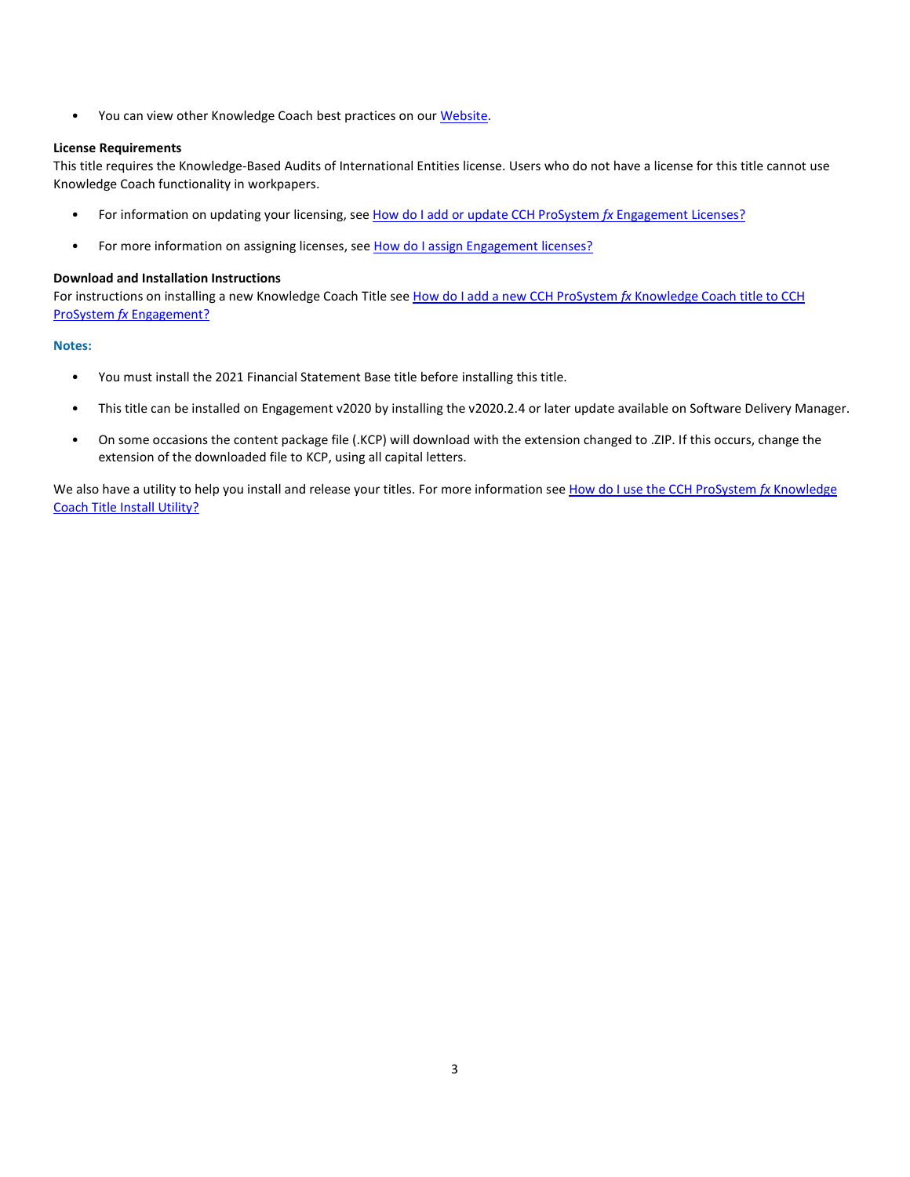- You can view other Knowledge Coach best practices on our Website.

**License Requirements**

This title requires the Knowledge-Based Audits of International Entities license. Users who do not have a license for this title cannot use Knowledge Coach functionality in workpapers.

- For information on updating your licensing, see How do I add or update CCH ProSystem *fx* Engagement Licenses?
- For more information on assigning licenses, see How do I assign Engagement licenses?

**Download and Installation Instructions**

For instructions on installing a new Knowledge Coach Title see How do I add a new CCH ProSystem *fx* Knowledge Coach title to CCH ProSystem *fx* Engagement?

**Notes:**

- You must install the 2021 Financial Statement Base title before installing this title.
- This title can be installed on Engagement v2020 by installing the v2020.2.4 or later update available on Software Delivery Manager.
- On some occasions the content package file (.KCP) will download with the extension changed to .ZIP. If this occurs, change the extension of the downloaded file to KCP, using all capital letters.

We also have a utility to help you install and release your titles. For more information see How do I use the CCH ProSystem *fx* Knowledge Coach Title Install Utility?